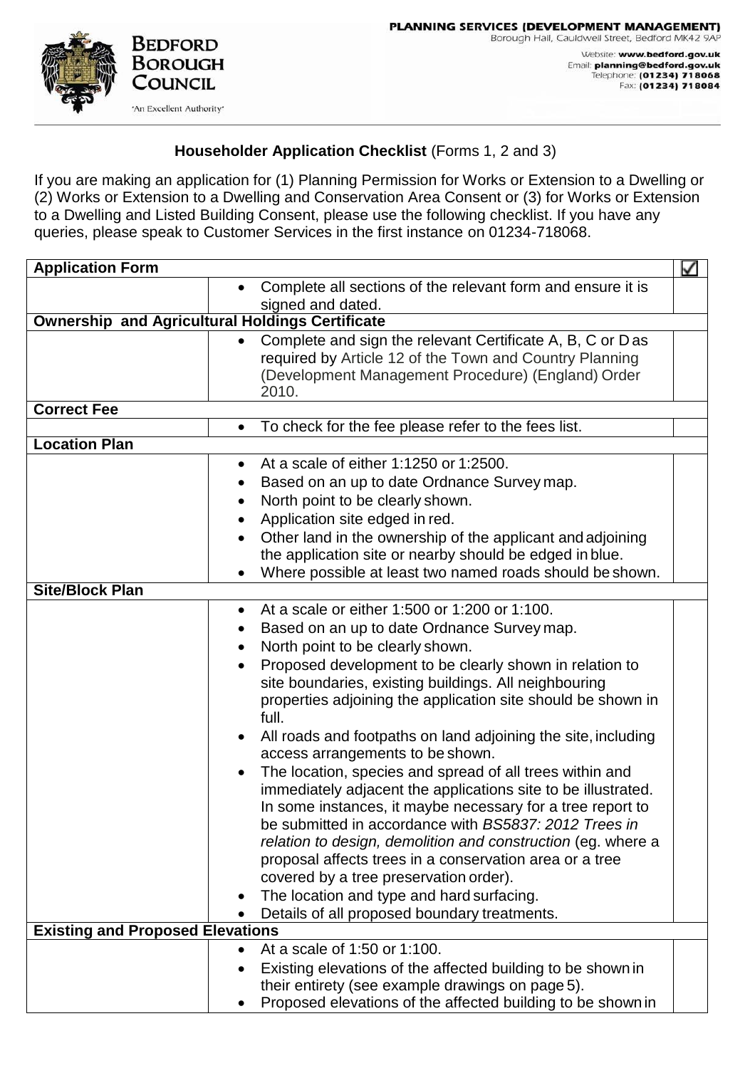**Bedford Borough Council**

'An Excellent Authority'

**PLANNING SERVICES (DEVELOPMENT MANAGEMENT)**
Borough Hall, Cauldwell Street, Bedford MK42 9AP

Website: **www.bedford.gov.uk**
Email: **planning@bedford.gov.uk**
Telephone: **(01234) 718068**
Fax: **(01234) 718084**

## Householder Application Checklist (Forms 1, 2 and 3)

If you are making an application for (1) Planning Permission for Works or Extension to a Dwelling or (2) Works or Extension to a Dwelling and Conservation Area Consent or (3) for Works or Extension to a Dwelling and Listed Building Consent, please use the following checklist. If you have any queries, please speak to Customer Services in the first instance on 01234-718068.

| **Application Form** | | ☑ |
|---|---|---|
| | • Complete all sections of the relevant form and ensure it is signed and dated. | |
| **Ownership and Agricultural Holdings Certificate** | | |
| | • Complete and sign the relevant Certificate A, B, C or D as required by Article 12 of the Town and Country Planning (Development Management Procedure) (England) Order 2010. | |
| **Correct Fee** | | |
| | • To check for the fee please refer to the fees list. | |
| **Location Plan** | | |
| | • At a scale of either 1:1250 or 1:2500.<br>• Based on an up to date Ordnance Survey map.<br>• North point to be clearly shown.<br>• Application site edged in red.<br>• Other land in the ownership of the applicant and adjoining the application site or nearby should be edged in blue.<br>• Where possible at least two named roads should be shown. | |
| **Site/Block Plan** | | |
| | • At a scale or either 1:500 or 1:200 or 1:100.<br>• Based on an up to date Ordnance Survey map.<br>• North point to be clearly shown.<br>• Proposed development to be clearly shown in relation to site boundaries, existing buildings. All neighbouring properties adjoining the application site should be shown in full.<br>• All roads and footpaths on land adjoining the site, including access arrangements to be shown.<br>• The location, species and spread of all trees within and immediately adjacent the applications site to be illustrated. In some instances, it maybe necessary for a tree report to be submitted in accordance with *BS5837: 2012 Trees in relation to design, demolition and construction* (eg. where a proposal affects trees in a conservation area or a tree covered by a tree preservation order).<br>• The location and type and hard surfacing.<br>• Details of all proposed boundary treatments. | |
| **Existing and Proposed Elevations** | | |
| | • At a scale of 1:50 or 1:100.<br>• Existing elevations of the affected building to be shown in their entirety (see example drawings on page 5).<br>• Proposed elevations of the affected building to be shown in | |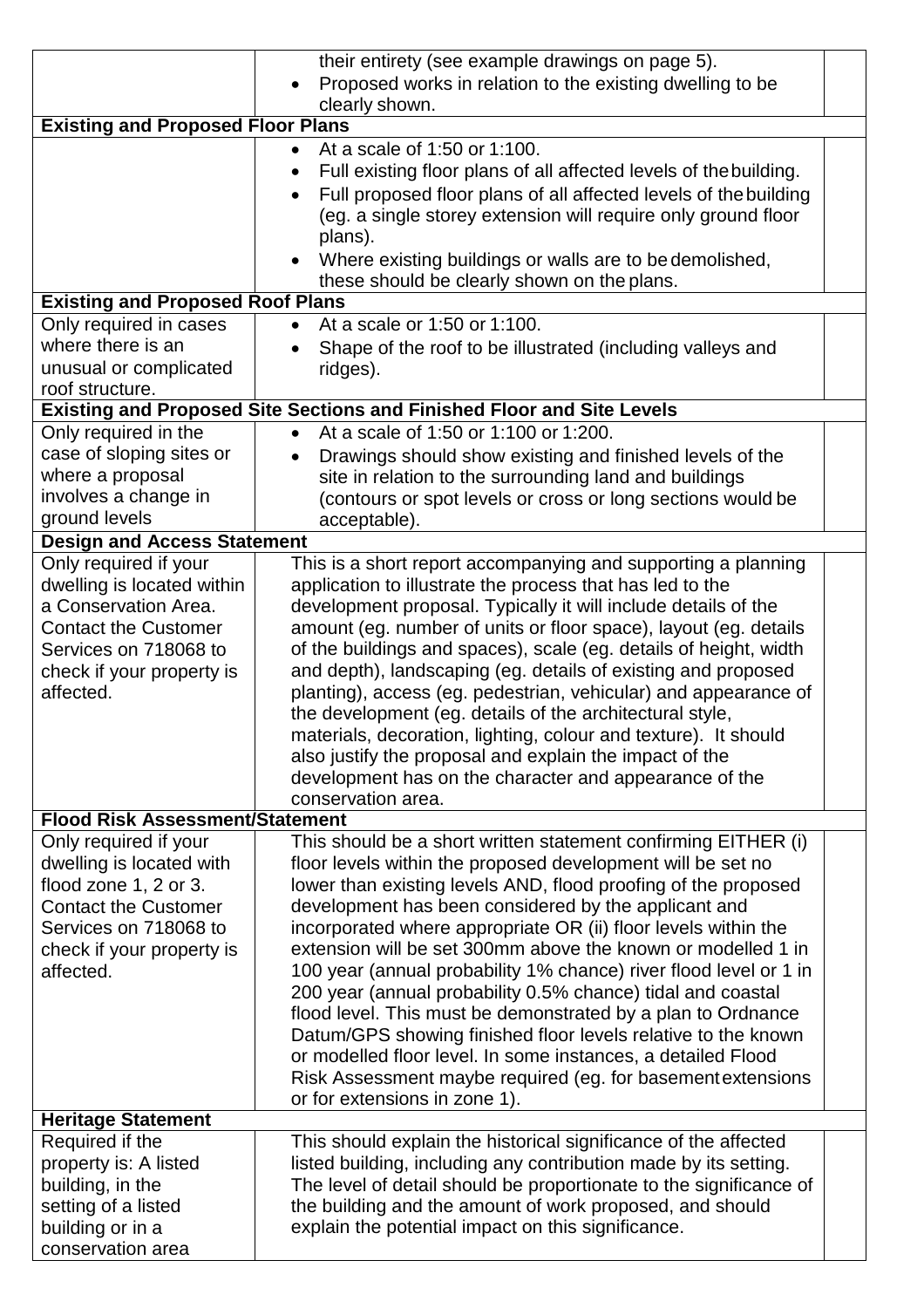| | | |
|---|---|---|
| | their entirety (see example drawings on page 5).<br>• Proposed works in relation to the existing dwelling to be clearly shown. | |
| **Existing and Proposed Floor Plans** | | |
| | • At a scale of 1:50 or 1:100.<br>• Full existing floor plans of all affected levels of the building.<br>• Full proposed floor plans of all affected levels of the building (eg. a single storey extension will require only ground floor plans).<br>• Where existing buildings or walls are to be demolished, these should be clearly shown on the plans. | |
| **Existing and Proposed Roof Plans** | | |
| Only required in cases where there is an unusual or complicated roof structure. | • At a scale or 1:50 or 1:100.<br>• Shape of the roof to be illustrated (including valleys and ridges). | |
| **Existing and Proposed Site Sections and Finished Floor and Site Levels** | | |
| Only required in the case of sloping sites or where a proposal involves a change in ground levels | • At a scale of 1:50 or 1:100 or 1:200.<br>• Drawings should show existing and finished levels of the site in relation to the surrounding land and buildings (contours or spot levels or cross or long sections would be acceptable). | |
| **Design and Access Statement** | | |
| Only required if your dwelling is located within a Conservation Area. Contact the Customer Services on 718068 to check if your property is affected. | This is a short report accompanying and supporting a planning application to illustrate the process that has led to the development proposal. Typically it will include details of the amount (eg. number of units or floor space), layout (eg. details of the buildings and spaces), scale (eg. details of height, width and depth), landscaping (eg. details of existing and proposed planting), access (eg. pedestrian, vehicular) and appearance of the development (eg. details of the architectural style, materials, decoration, lighting, colour and texture). It should also justify the proposal and explain the impact of the development has on the character and appearance of the conservation area. | |
| **Flood Risk Assessment/Statement** | | |
| Only required if your dwelling is located with flood zone 1, 2 or 3. Contact the Customer Services on 718068 to check if your property is affected. | This should be a short written statement confirming EITHER (i) floor levels within the proposed development will be set no lower than existing levels AND, flood proofing of the proposed development has been considered by the applicant and incorporated where appropriate OR (ii) floor levels within the extension will be set 300mm above the known or modelled 1 in 100 year (annual probability 1% chance) river flood level or 1 in 200 year (annual probability 0.5% chance) tidal and coastal flood level. This must be demonstrated by a plan to Ordnance Datum/GPS showing finished floor levels relative to the known or modelled floor level. In some instances, a detailed Flood Risk Assessment maybe required (eg. for basement extensions or for extensions in zone 1). | |
| **Heritage Statement** | | |
| Required if the property is: A listed building, in the setting of a listed building or in a conservation area | This should explain the historical significance of the affected listed building, including any contribution made by its setting. The level of detail should be proportionate to the significance of the building and the amount of work proposed, and should explain the potential impact on this significance. | |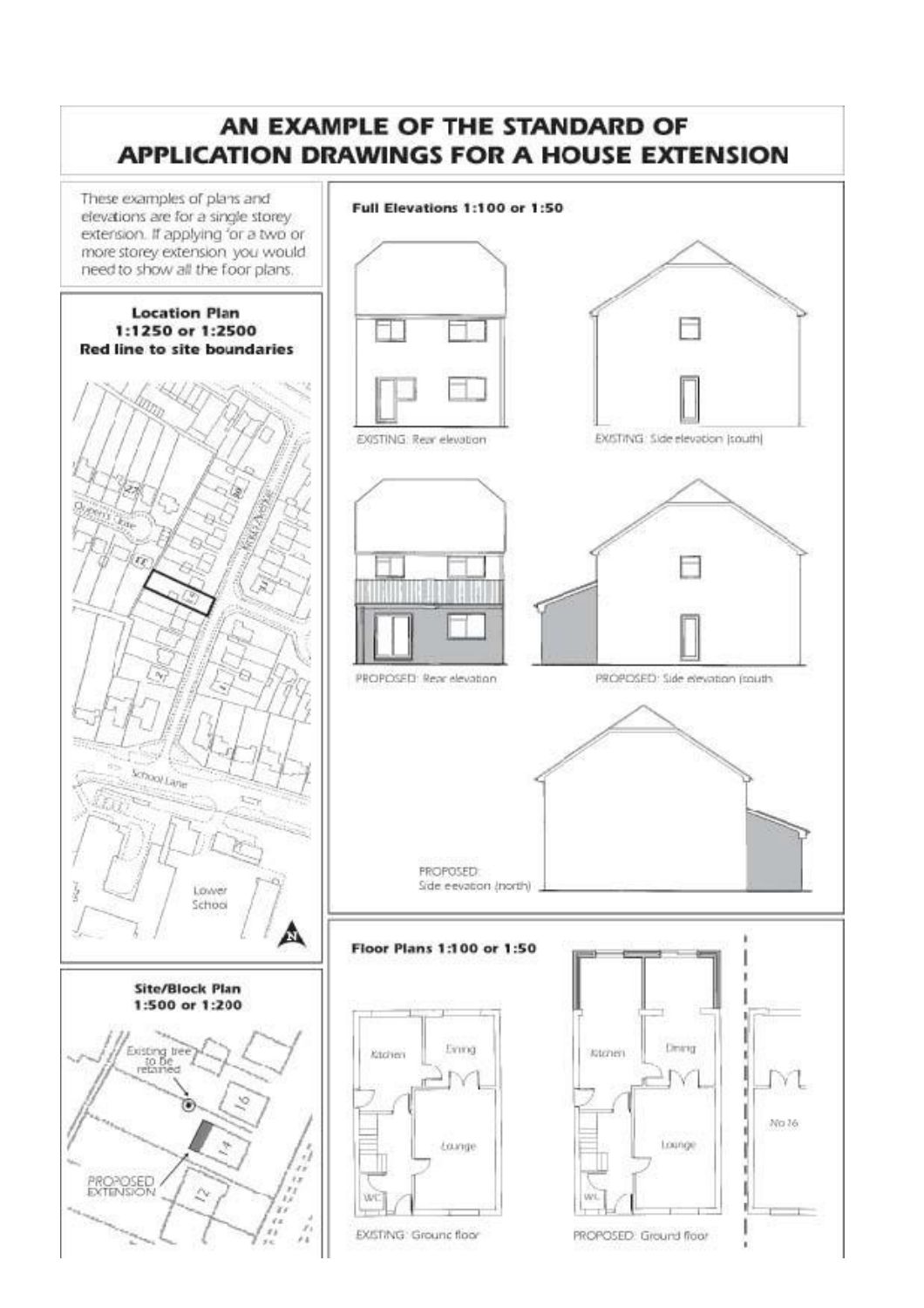# AN EXAMPLE OF THE STANDARD OF APPLICATION DRAWINGS FOR A HOUSE EXTENSION

These examples of plans and elevations are for a single storey extension. If applying for a two or more storey extension you would need to show all the floor plans.

### Location Plan 1:1250 or 1:2500

**Red line to site boundaries**

Queen's Close

King's Avenue

School Lane

Lower School

N

### Site/Block Plan 1:500 or 1:200

Existing tree to be retained

16

14

12

PROPOSED EXTENSION

### Full Elevations 1:100 or 1:50

EXISTING: Rear elevation

EXISTING: Side elevation (south)

PROPOSED: Rear elevation

PROPOSED: Side elevation (south

PROPOSED: Side eevation (north)

### Floor Plans 1:100 or 1:50

Kitchen

Dining

Lounge

WC

EXISTING: Ground floor

Kitchen

Dining

Lounge

WC

PROPOSED: Ground floor

No 16